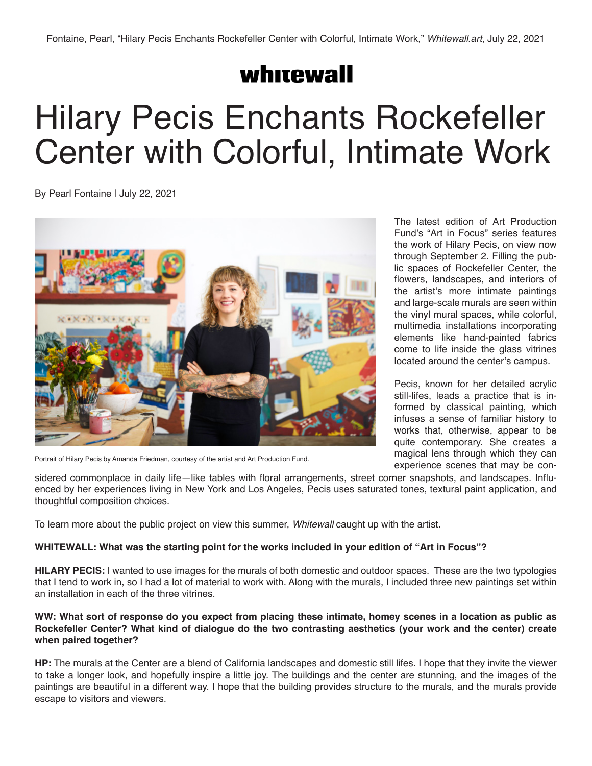Fontaine, Pearl, "Hilary Pecis Enchants Rockefeller Center with Colorful, Intimate Work," *Whitewall.art*, July 22, 2021

**whitewall**

# Hilary Pecis Enchants Rockefeller Center with Colorful, Intimate Work

By Pearl Fontaine | July 22, 2021

Portrait of Hilary Pecis by Amanda Friedman, courtesy of the artist and Art Production Fund.

The latest edition of Art Production Fund's "Art in Focus" series features the work of Hilary Pecis, on view now through September 2. Filling the public spaces of Rockefeller Center, the flowers, landscapes, and interiors of the artist's more intimate paintings and large-scale murals are seen within the vinyl mural spaces, while colorful, multimedia installations incorporating elements like hand-painted fabrics come to life inside the glass vitrines located around the center's campus.

Pecis, known for her detailed acrylic still-lifes, leads a practice that is informed by classical painting, which infuses a sense of familiar history to works that, otherwise, appear to be quite contemporary. She creates a magical lens through which they can experience scenes that may be considered commonplace in daily life—like tables with floral arrangements, street corner snapshots, and landscapes. Influenced by her experiences living in New York and Los Angeles, Pecis uses saturated tones, textural paint application, and thoughtful composition choices.

To learn more about the public project on view this summer, *Whitewall* caught up with the artist.

**WHITEWALL: What was the starting point for the works included in your edition of "Art in Focus"?**

**HILARY PECIS:** I wanted to use images for the murals of both domestic and outdoor spaces. These are the two typologies that I tend to work in, so I had a lot of material to work with. Along with the murals, I included three new paintings set within an installation in each of the three vitrines.

**WW: What sort of response do you expect from placing these intimate, homey scenes in a location as public as Rockefeller Center? What kind of dialogue do the two contrasting aesthetics (your work and the center) create when paired together?**

**HP:** The murals at the Center are a blend of California landscapes and domestic still lifes. I hope that they invite the viewer to take a longer look, and hopefully inspire a little joy. The buildings and the center are stunning, and the images of the paintings are beautiful in a different way. I hope that the building provides structure to the murals, and the murals provide escape to visitors and viewers.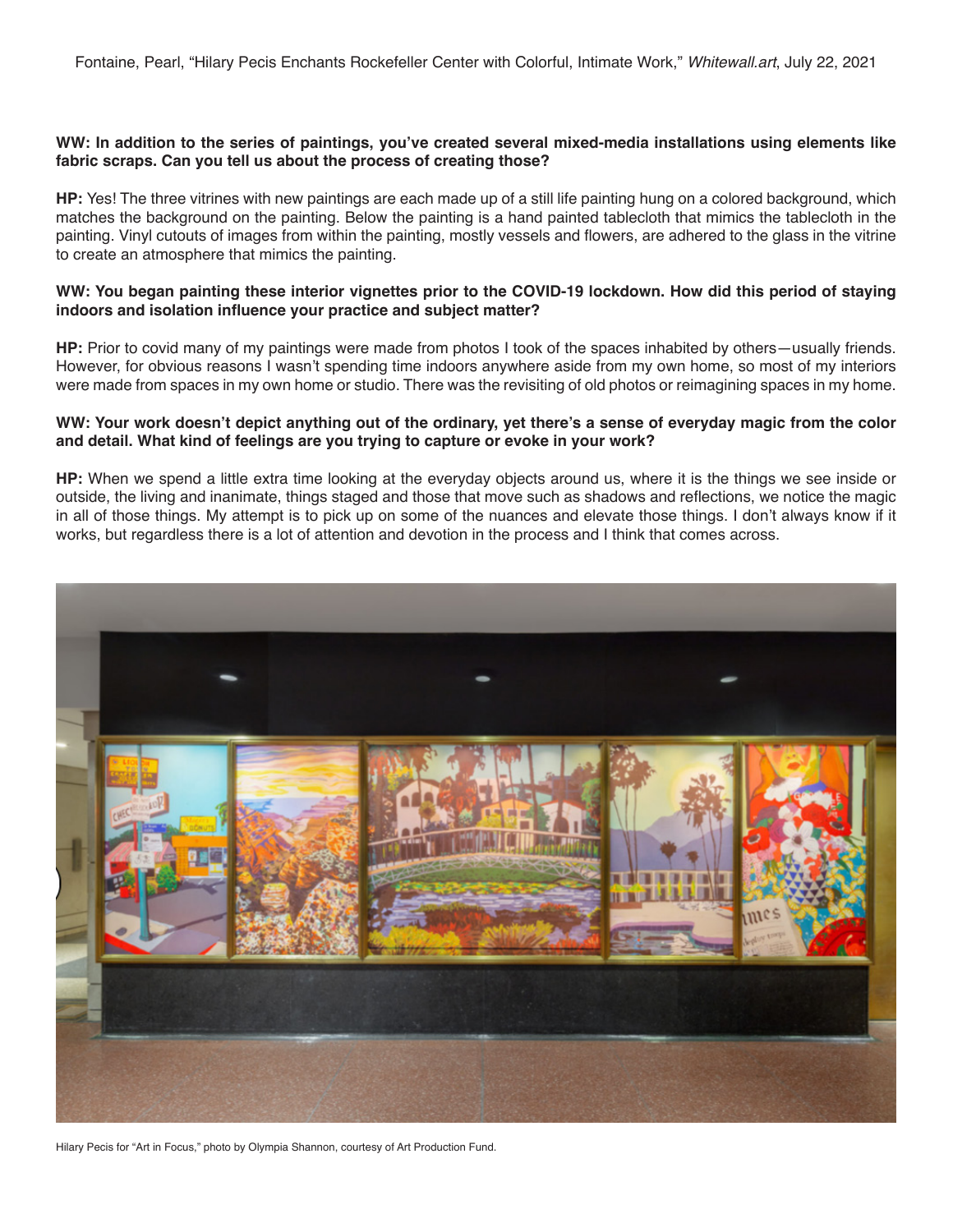Fontaine, Pearl, "Hilary Pecis Enchants Rockefeller Center with Colorful, Intimate Work," *Whitewall.art*, July 22, 2021

**WW: In addition to the series of paintings, you've created several mixed-media installations using elements like fabric scraps. Can you tell us about the process of creating those?**

**HP:** Yes! The three vitrines with new paintings are each made up of a still life painting hung on a colored background, which matches the background on the painting. Below the painting is a hand painted tablecloth that mimics the tablecloth in the painting. Vinyl cutouts of images from within the painting, mostly vessels and flowers, are adhered to the glass in the vitrine to create an atmosphere that mimics the painting.

**WW: You began painting these interior vignettes prior to the COVID-19 lockdown. How did this period of staying indoors and isolation influence your practice and subject matter?**

**HP:** Prior to covid many of my paintings were made from photos I took of the spaces inhabited by others—usually friends. However, for obvious reasons I wasn't spending time indoors anywhere aside from my own home, so most of my interiors were made from spaces in my own home or studio. There was the revisiting of old photos or reimagining spaces in my home.

**WW: Your work doesn't depict anything out of the ordinary, yet there's a sense of everyday magic from the color and detail. What kind of feelings are you trying to capture or evoke in your work?**

**HP:** When we spend a little extra time looking at the everyday objects around us, where it is the things we see inside or outside, the living and inanimate, things staged and those that move such as shadows and reflections, we notice the magic in all of those things. My attempt is to pick up on some of the nuances and elevate those things. I don't always know if it works, but regardless there is a lot of attention and devotion in the process and I think that comes across.

Hilary Pecis for "Art in Focus," photo by Olympia Shannon, courtesy of Art Production Fund.